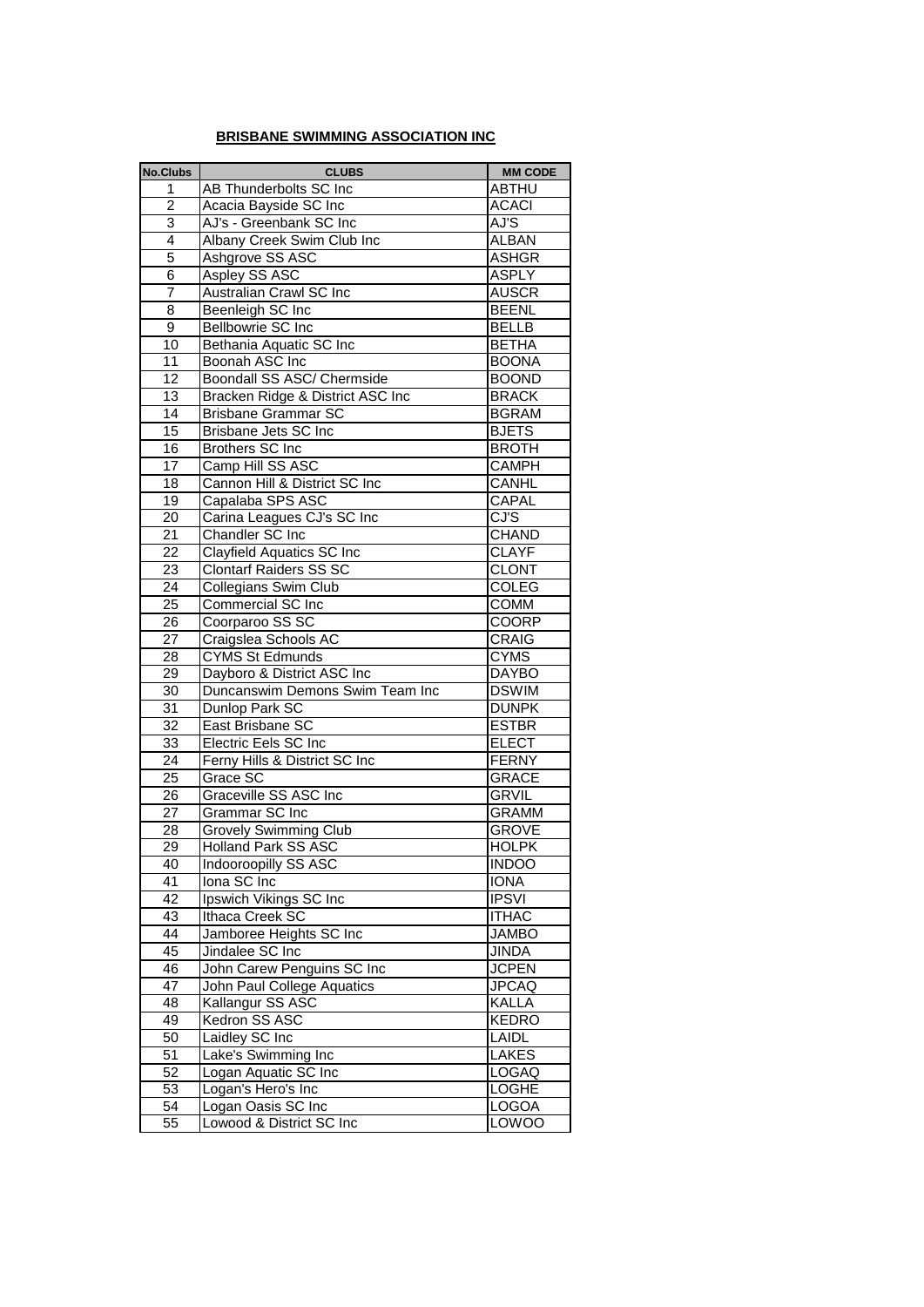**BRISBANE SWIMMING ASSOCIATION INC**

| No.Clubs | CLUBS | MM CODE |
|---|---|---|
| 1 | AB Thunderbolts SC Inc | ABTHU |
| 2 | Acacia Bayside SC Inc | ACACI |
| 3 | AJ's - Greenbank SC Inc | AJ'S |
| 4 | Albany Creek Swim Club Inc | ALBAN |
| 5 | Ashgrove SS ASC | ASHGR |
| 6 | Aspley SS ASC | ASPLY |
| 7 | Australian Crawl SC Inc | AUSCR |
| 8 | Beenleigh SC Inc | BEENL |
| 9 | Bellbowrie SC Inc | BELLB |
| 10 | Bethania Aquatic SC Inc | BETHA |
| 11 | Boonah ASC Inc | BOONA |
| 12 | Boondall SS ASC/ Chermside | BOOND |
| 13 | Bracken Ridge & District ASC Inc | BRACK |
| 14 | Brisbane Grammar SC | BGRAM |
| 15 | Brisbane Jets SC Inc | BJETS |
| 16 | Brothers SC Inc | BROTH |
| 17 | Camp Hill SS ASC | CAMPH |
| 18 | Cannon Hill & District SC Inc | CANHL |
| 19 | Capalaba SPS ASC | CAPAL |
| 20 | Carina Leagues CJ's SC Inc | CJ'S |
| 21 | Chandler SC Inc | CHAND |
| 22 | Clayfield Aquatics SC Inc | CLAYF |
| 23 | Clontarf Raiders SS SC | CLONT |
| 24 | Collegians Swim Club | COLEG |
| 25 | Commercial SC Inc | COMM |
| 26 | Coorparoo SS SC | COORP |
| 27 | Craigslea Schools AC | CRAIG |
| 28 | CYMS St Edmunds | CYMS |
| 29 | Dayboro & District ASC Inc | DAYBO |
| 30 | Duncanswim Demons Swim Team Inc | DSWIM |
| 31 | Dunlop Park SC | DUNPK |
| 32 | East Brisbane SC | ESTBR |
| 33 | Electric Eels SC Inc | ELECT |
| 24 | Ferny Hills & District SC Inc | FERNY |
| 25 | Grace SC | GRACE |
| 26 | Graceville SS ASC Inc | GRVIL |
| 27 | Grammar SC Inc | GRAMM |
| 28 | Grovely Swimming Club | GROVE |
| 29 | Holland Park SS ASC | HOLPK |
| 40 | Indooroopilly SS ASC | INDOO |
| 41 | Iona SC Inc | IONA |
| 42 | Ipswich Vikings SC Inc | IPSVI |
| 43 | Ithaca Creek SC | ITHAC |
| 44 | Jamboree Heights SC Inc | JAMBO |
| 45 | Jindalee SC Inc | JINDA |
| 46 | John Carew Penguins SC Inc | JCPEN |
| 47 | John Paul College Aquatics | JPCAQ |
| 48 | Kallangur SS ASC | KALLA |
| 49 | Kedron SS ASC | KEDRO |
| 50 | Laidley SC Inc | LAIDL |
| 51 | Lake's Swimming Inc | LAKES |
| 52 | Logan Aquatic SC Inc | LOGAQ |
| 53 | Logan's Hero's Inc | LOGHE |
| 54 | Logan Oasis SC Inc | LOGOA |
| 55 | Lowood & District SC Inc | LOWOO |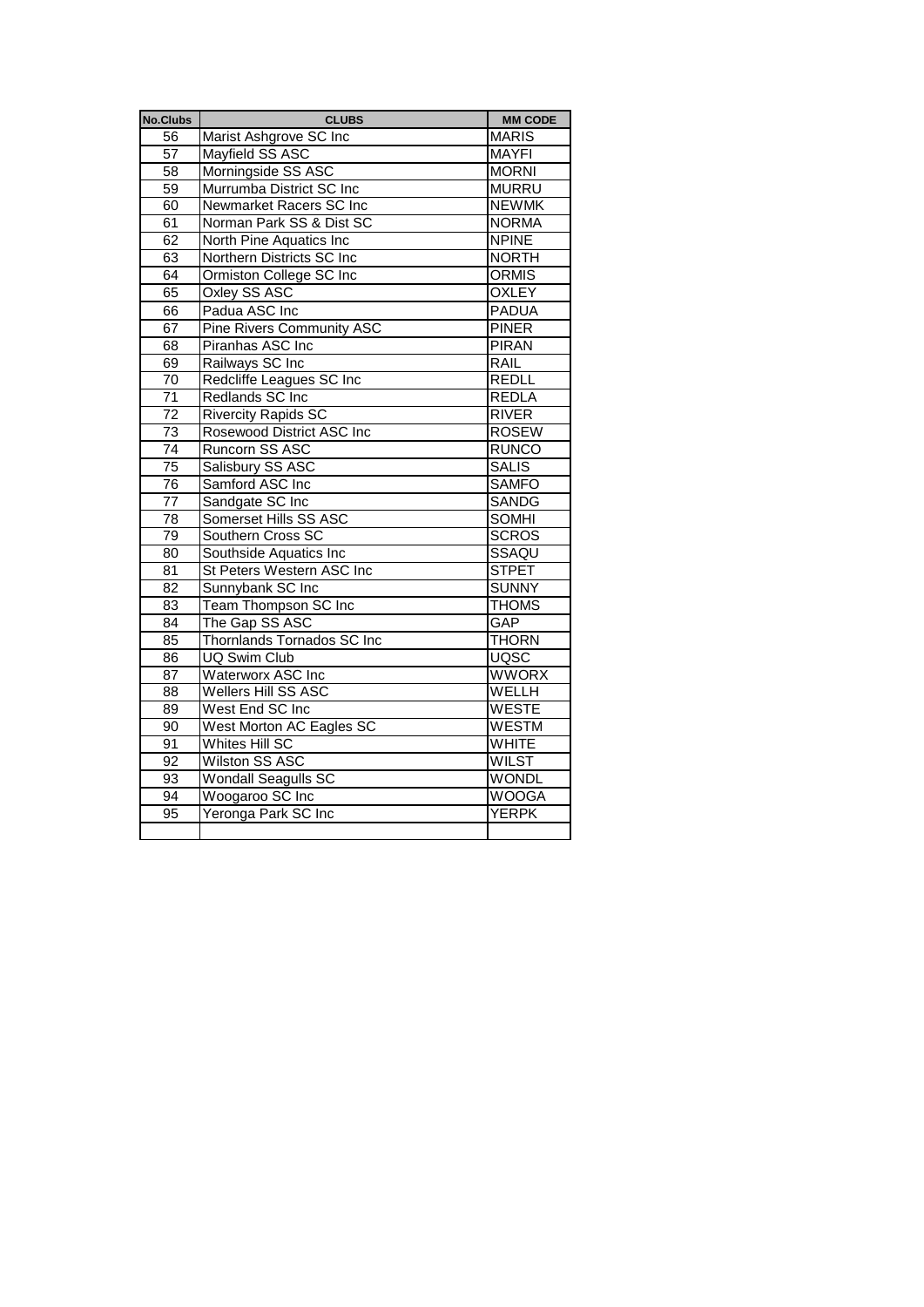| No.Clubs | CLUBS | MM CODE |
|---|---|---|
| 56 | Marist Ashgrove SC Inc | MARIS |
| 57 | Mayfield SS ASC | MAYFI |
| 58 | Morningside SS ASC | MORNI |
| 59 | Murrumba District SC Inc | MURRU |
| 60 | Newmarket Racers SC Inc | NEWMK |
| 61 | Norman Park SS & Dist SC | NORMA |
| 62 | North Pine Aquatics Inc | NPINE |
| 63 | Northern Districts SC Inc | NORTH |
| 64 | Ormiston College SC Inc | ORMIS |
| 65 | Oxley SS ASC | OXLEY |
| 66 | Padua ASC Inc | PADUA |
| 67 | Pine Rivers Community ASC | PINER |
| 68 | Piranhas ASC Inc | PIRAN |
| 69 | Railways SC Inc | RAIL |
| 70 | Redcliffe Leagues SC Inc | REDLL |
| 71 | Redlands SC Inc | REDLA |
| 72 | Rivercity Rapids SC | RIVER |
| 73 | Rosewood District ASC Inc | ROSEW |
| 74 | Runcorn SS ASC | RUNCO |
| 75 | Salisbury SS ASC | SALIS |
| 76 | Samford ASC Inc | SAMFO |
| 77 | Sandgate SC Inc | SANDG |
| 78 | Somerset Hills SS ASC | SOMHI |
| 79 | Southern Cross SC | SCROS |
| 80 | Southside Aquatics Inc | SSAQU |
| 81 | St Peters Western ASC Inc | STPET |
| 82 | Sunnybank SC Inc | SUNNY |
| 83 | Team Thompson SC Inc | THOMS |
| 84 | The Gap SS ASC | GAP |
| 85 | Thornlands Tornados SC Inc | THORN |
| 86 | UQ Swim Club | UQSC |
| 87 | Waterworx ASC Inc | WWORX |
| 88 | Wellers Hill SS ASC | WELLH |
| 89 | West End SC Inc | WESTE |
| 90 | West Morton AC Eagles SC | WESTM |
| 91 | Whites Hill SC | WHITE |
| 92 | Wilston SS ASC | WILST |
| 93 | Wondall Seagulls SC | WONDL |
| 94 | Woogaroo SC Inc | WOOGA |
| 95 | Yeronga Park SC Inc | YERPK |
| | | |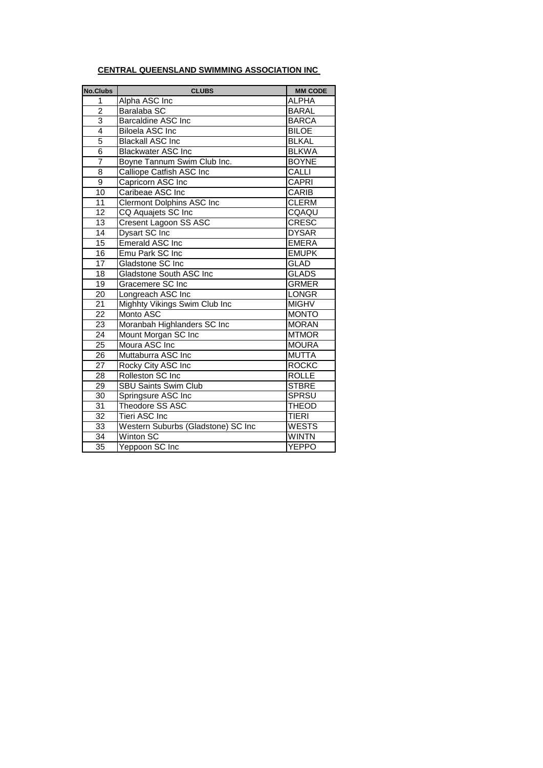**CENTRAL QUEENSLAND SWIMMING ASSOCIATION INC**

| No.Clubs | CLUBS | MM CODE |
|---|---|---|
| 1 | Alpha ASC Inc | ALPHA |
| 2 | Baralaba SC | BARAL |
| 3 | Barcaldine ASC Inc | BARCA |
| 4 | Biloela ASC Inc | BILOE |
| 5 | Blackall ASC Inc | BLKAL |
| 6 | Blackwater ASC Inc | BLKWA |
| 7 | Boyne Tannum Swim Club Inc. | BOYNE |
| 8 | Calliope Catfish ASC Inc | CALLI |
| 9 | Capricorn ASC Inc | CAPRI |
| 10 | Caribeae ASC Inc | CARIB |
| 11 | Clermont Dolphins ASC Inc | CLERM |
| 12 | CQ Aquajets SC Inc | CQAQU |
| 13 | Cresent Lagoon SS ASC | CRESC |
| 14 | Dysart SC Inc | DYSAR |
| 15 | Emerald ASC Inc | EMERA |
| 16 | Emu Park SC Inc | EMUPK |
| 17 | Gladstone SC Inc | GLAD |
| 18 | Gladstone South ASC Inc | GLADS |
| 19 | Gracemere SC Inc | GRMER |
| 20 | Longreach ASC Inc | LONGR |
| 21 | Mighhty Vikings Swim Club Inc | MIGHV |
| 22 | Monto ASC | MONTO |
| 23 | Moranbah Highlanders SC Inc | MORAN |
| 24 | Mount Morgan SC Inc | MTMOR |
| 25 | Moura ASC Inc | MOURA |
| 26 | Muttaburra ASC Inc | MUTTA |
| 27 | Rocky City ASC Inc | ROCKC |
| 28 | Rolleston SC Inc | ROLLE |
| 29 | SBU Saints Swim Club | STBRE |
| 30 | Springsure ASC Inc | SPRSU |
| 31 | Theodore SS ASC | THEOD |
| 32 | Tieri ASC Inc | TIERI |
| 33 | Western Suburbs (Gladstone) SC Inc | WESTS |
| 34 | Winton SC | WINTN |
| 35 | Yeppoon SC Inc | YEPPO |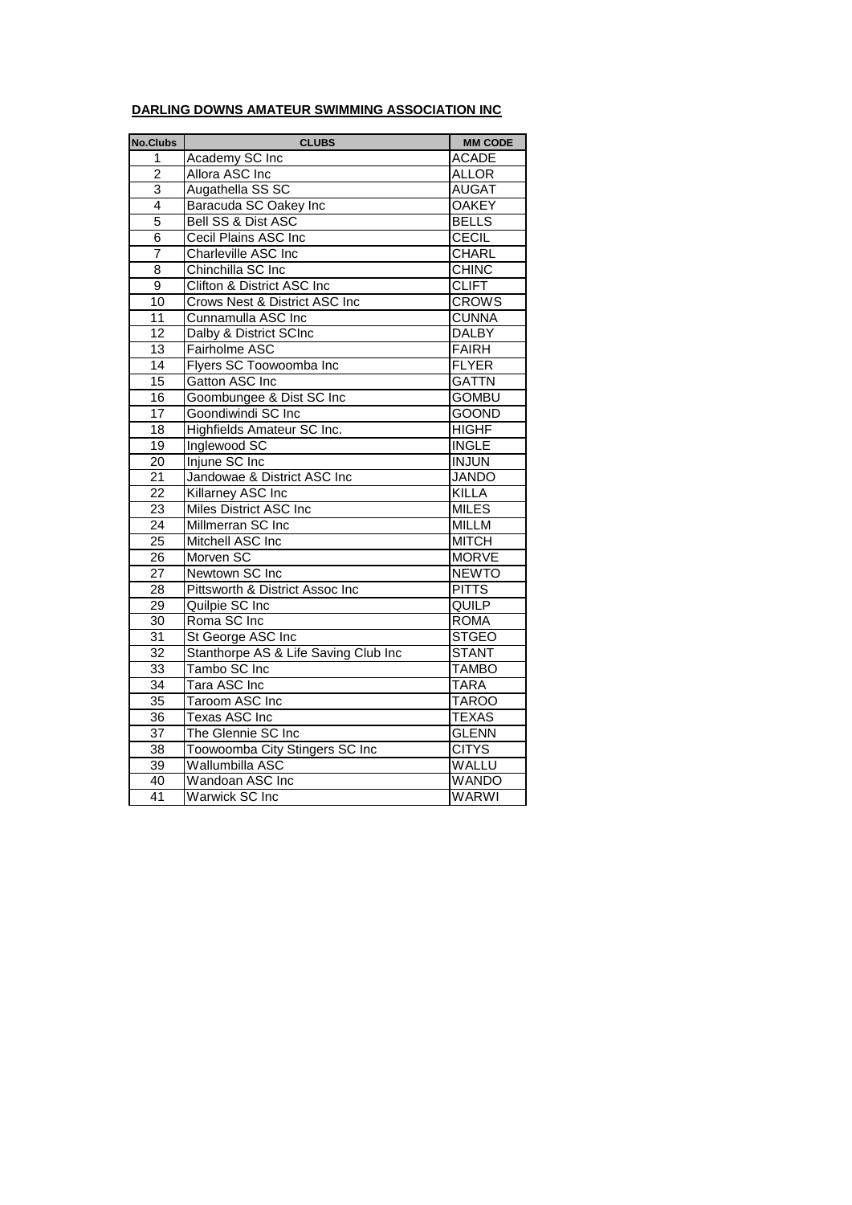**DARLING DOWNS AMATEUR SWIMMING ASSOCIATION INC**

| No.Clubs | CLUBS | MM CODE |
|---|---|---|
| 1 | Academy SC Inc | ACADE |
| 2 | Allora ASC Inc | ALLOR |
| 3 | Augathella SS SC | AUGAT |
| 4 | Baracuda SC Oakey Inc | OAKEY |
| 5 | Bell SS & Dist ASC | BELLS |
| 6 | Cecil Plains ASC Inc | CECIL |
| 7 | Charleville ASC Inc | CHARL |
| 8 | Chinchilla SC Inc | CHINC |
| 9 | Clifton & District ASC Inc | CLIFT |
| 10 | Crows Nest & District ASC Inc | CROWS |
| 11 | Cunnamulla ASC Inc | CUNNA |
| 12 | Dalby & District SCInc | DALBY |
| 13 | Fairholme ASC | FAIRH |
| 14 | Flyers SC Toowoomba Inc | FLYER |
| 15 | Gatton ASC Inc | GATTN |
| 16 | Goombungee & Dist SC Inc | GOMBU |
| 17 | Goondiwindi SC Inc | GOOND |
| 18 | Highfields Amateur SC Inc. | HIGHF |
| 19 | Inglewood SC | INGLE |
| 20 | Injune SC Inc | INJUN |
| 21 | Jandowae & District ASC Inc | JANDO |
| 22 | Killarney ASC Inc | KILLA |
| 23 | Miles District ASC Inc | MILES |
| 24 | Millmerran SC Inc | MILLM |
| 25 | Mitchell ASC Inc | MITCH |
| 26 | Morven SC | MORVE |
| 27 | Newtown SC Inc | NEWTO |
| 28 | Pittsworth & District Assoc Inc | PITTS |
| 29 | Quilpie SC Inc | QUILP |
| 30 | Roma SC Inc | ROMA |
| 31 | St George ASC Inc | STGEO |
| 32 | Stanthorpe AS & Life Saving Club Inc | STANT |
| 33 | Tambo SC Inc | TAMBO |
| 34 | Tara ASC Inc | TARA |
| 35 | Taroom ASC Inc | TAROO |
| 36 | Texas ASC Inc | TEXAS |
| 37 | The Glennie SC Inc | GLENN |
| 38 | Toowoomba City Stingers SC Inc | CITYS |
| 39 | Wallumbilla ASC | WALLU |
| 40 | Wandoan ASC Inc | WANDO |
| 41 | Warwick SC Inc | WARWI |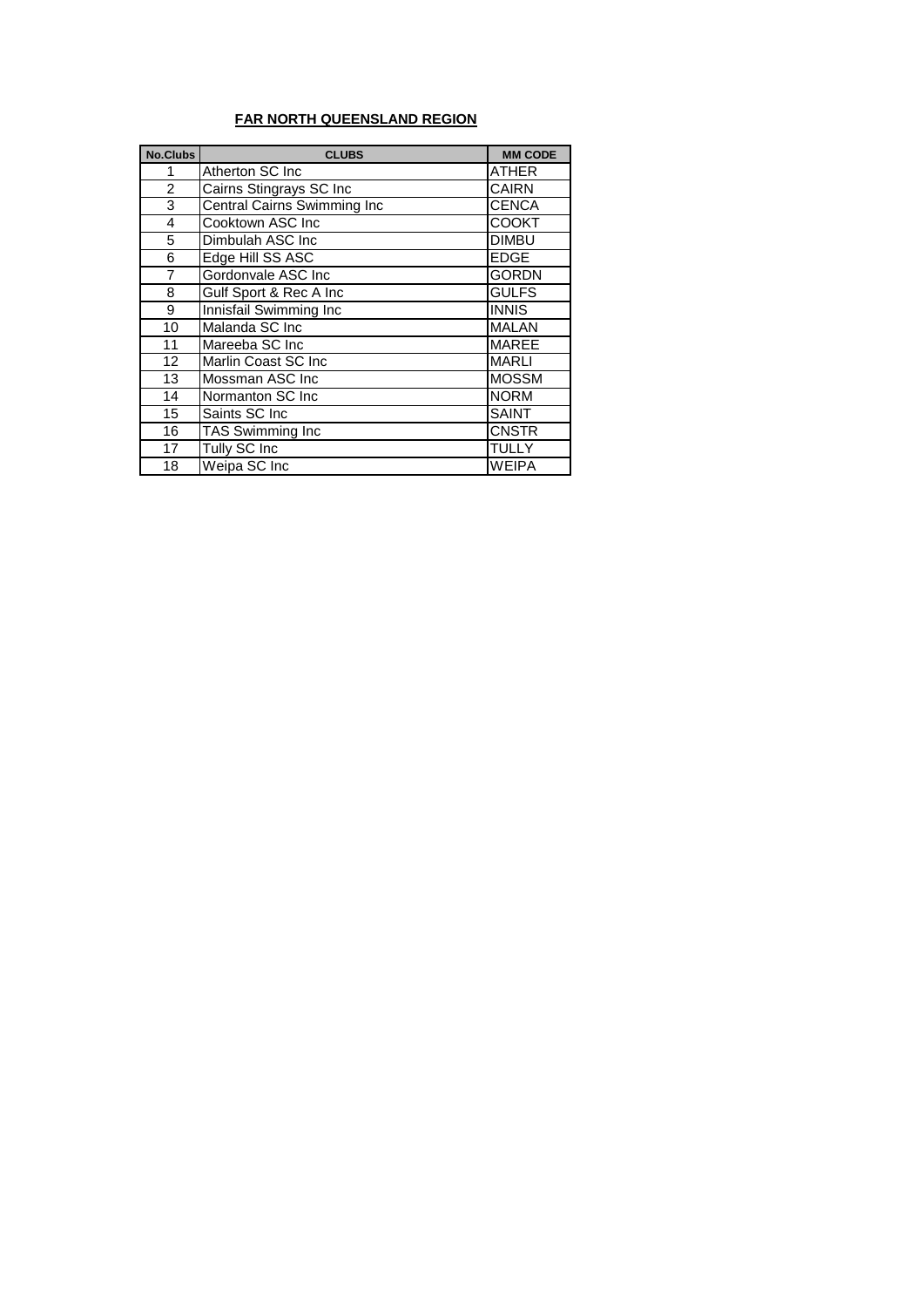**FAR NORTH QUEENSLAND REGION**

| No.Clubs | CLUBS | MM CODE |
| --- | --- | --- |
| 1 | Atherton SC Inc | ATHER |
| 2 | Cairns Stingrays SC Inc | CAIRN |
| 3 | Central Cairns Swimming Inc | CENCA |
| 4 | Cooktown ASC Inc | COOKT |
| 5 | Dimbulah ASC Inc | DIMBU |
| 6 | Edge Hill SS ASC | EDGE |
| 7 | Gordonvale ASC Inc | GORDN |
| 8 | Gulf Sport & Rec A Inc | GULFS |
| 9 | Innisfail Swimming Inc | INNIS |
| 10 | Malanda SC Inc | MALAN |
| 11 | Mareeba SC Inc | MAREE |
| 12 | Marlin Coast SC Inc | MARLI |
| 13 | Mossman ASC Inc | MOSSM |
| 14 | Normanton SC Inc | NORM |
| 15 | Saints SC Inc | SAINT |
| 16 | TAS Swimming Inc | CNSTR |
| 17 | Tully SC Inc | TULLY |
| 18 | Weipa SC Inc | WEIPA |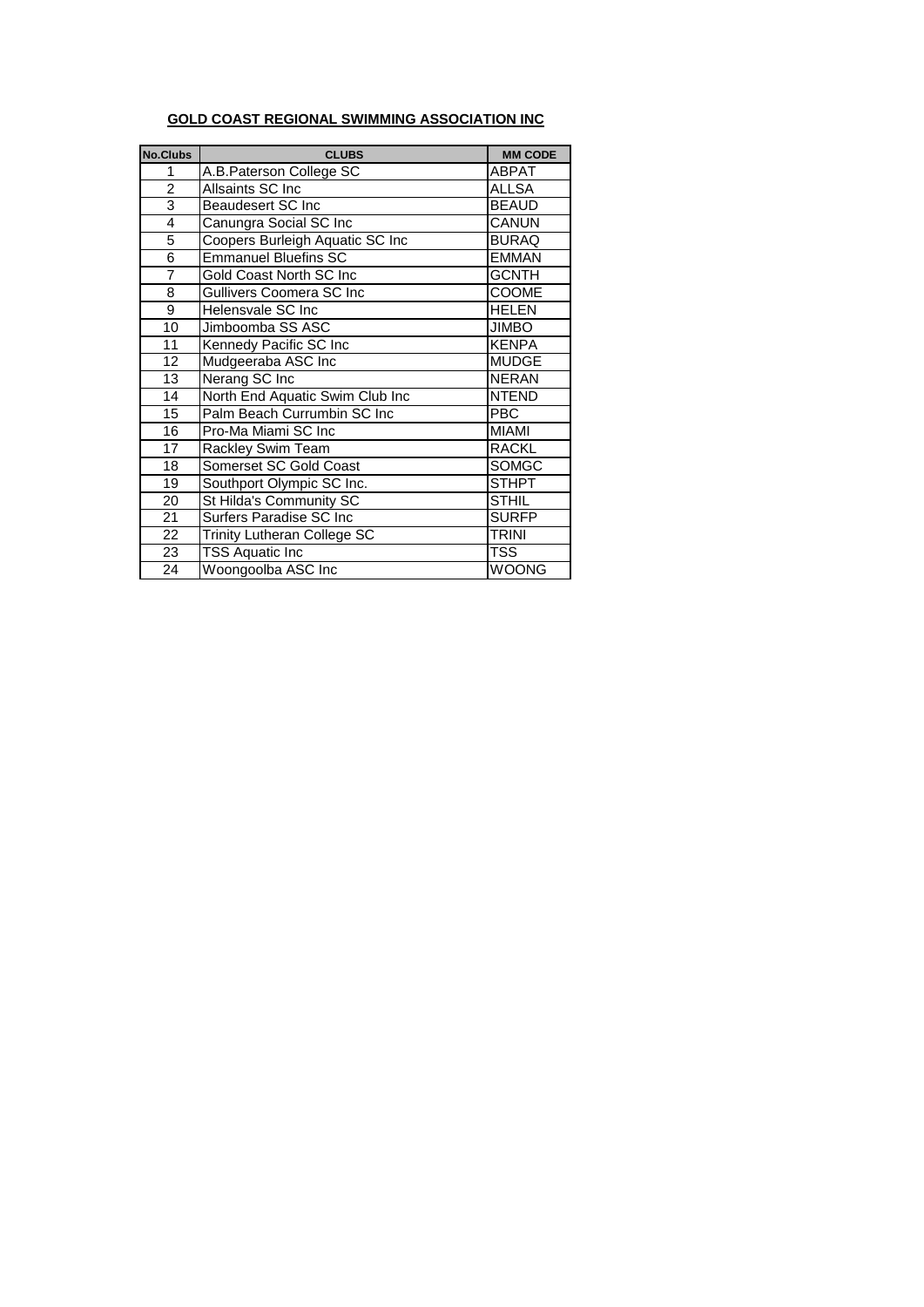**GOLD COAST REGIONAL SWIMMING ASSOCIATION INC**

| No.Clubs | CLUBS | MM CODE |
|---|---|---|
| 1 | A.B.Paterson College SC | ABPAT |
| 2 | Allsaints SC Inc | ALLSA |
| 3 | Beaudesert SC Inc | BEAUD |
| 4 | Canungra Social SC Inc | CANUN |
| 5 | Coopers Burleigh Aquatic SC Inc | BURAQ |
| 6 | Emmanuel Bluefins SC | EMMAN |
| 7 | Gold Coast North SC Inc | GCNTH |
| 8 | Gullivers Coomera SC Inc | COOME |
| 9 | Helensvale SC Inc | HELEN |
| 10 | Jimboomba SS ASC | JIMBO |
| 11 | Kennedy Pacific SC Inc | KENPA |
| 12 | Mudgeeraba ASC Inc | MUDGE |
| 13 | Nerang SC Inc | NERAN |
| 14 | North End Aquatic Swim Club Inc | NTEND |
| 15 | Palm Beach Currumbin SC Inc | PBC |
| 16 | Pro-Ma Miami SC Inc | MIAMI |
| 17 | Rackley Swim Team | RACKL |
| 18 | Somerset SC Gold Coast | SOMGC |
| 19 | Southport Olympic SC Inc. | STHPT |
| 20 | St Hilda's Community SC | STHIL |
| 21 | Surfers Paradise SC Inc | SURFP |
| 22 | Trinity Lutheran College SC | TRINI |
| 23 | TSS Aquatic Inc | TSS |
| 24 | Woongoolba ASC Inc | WOONG |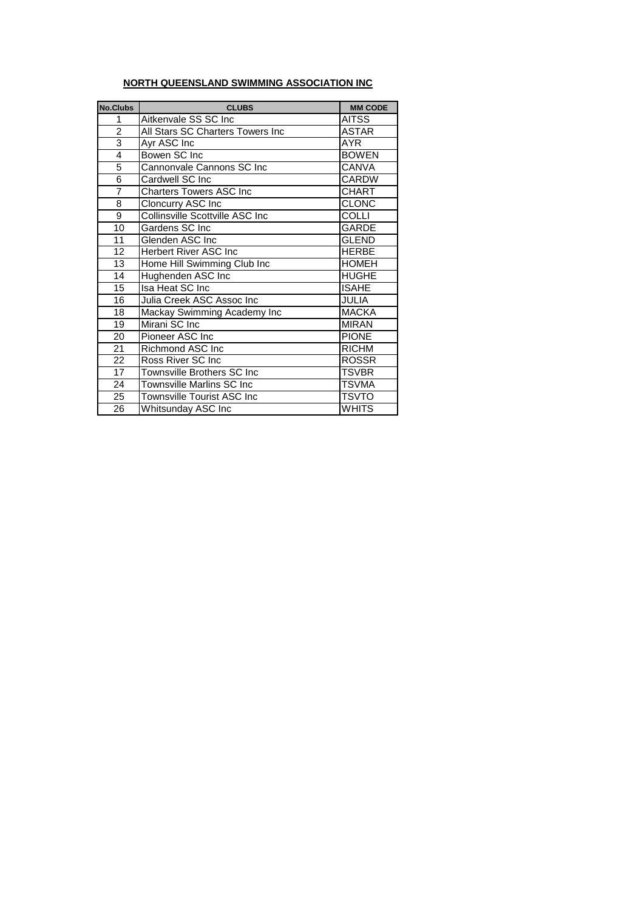**NORTH QUEENSLAND SWIMMING ASSOCIATION INC**

| No.Clubs | CLUBS | MM CODE |
|---|---|---|
| 1 | Aitkenvale SS SC Inc | AITSS |
| 2 | All Stars SC Charters Towers Inc | ASTAR |
| 3 | Ayr ASC Inc | AYR |
| 4 | Bowen SC Inc | BOWEN |
| 5 | Cannonvale Cannons SC Inc | CANVA |
| 6 | Cardwell SC Inc | CARDW |
| 7 | Charters Towers ASC Inc | CHART |
| 8 | Cloncurry ASC Inc | CLONC |
| 9 | Collinsville Scottville ASC Inc | COLLI |
| 10 | Gardens SC Inc | GARDE |
| 11 | Glenden ASC Inc | GLEND |
| 12 | Herbert River ASC Inc | HERBE |
| 13 | Home Hill Swimming Club Inc | HOMEH |
| 14 | Hughenden ASC Inc | HUGHE |
| 15 | Isa Heat SC Inc | ISAHE |
| 16 | Julia Creek ASC Assoc Inc | JULIA |
| 18 | Mackay Swimming Academy Inc | MACKA |
| 19 | Mirani SC Inc | MIRAN |
| 20 | Pioneer ASC Inc | PIONE |
| 21 | Richmond ASC Inc | RICHM |
| 22 | Ross River SC Inc | ROSSR |
| 17 | Townsville Brothers SC Inc | TSVBR |
| 24 | Townsville Marlins SC Inc | TSVMA |
| 25 | Townsville Tourist ASC Inc | TSVTO |
| 26 | Whitsunday ASC Inc | WHITS |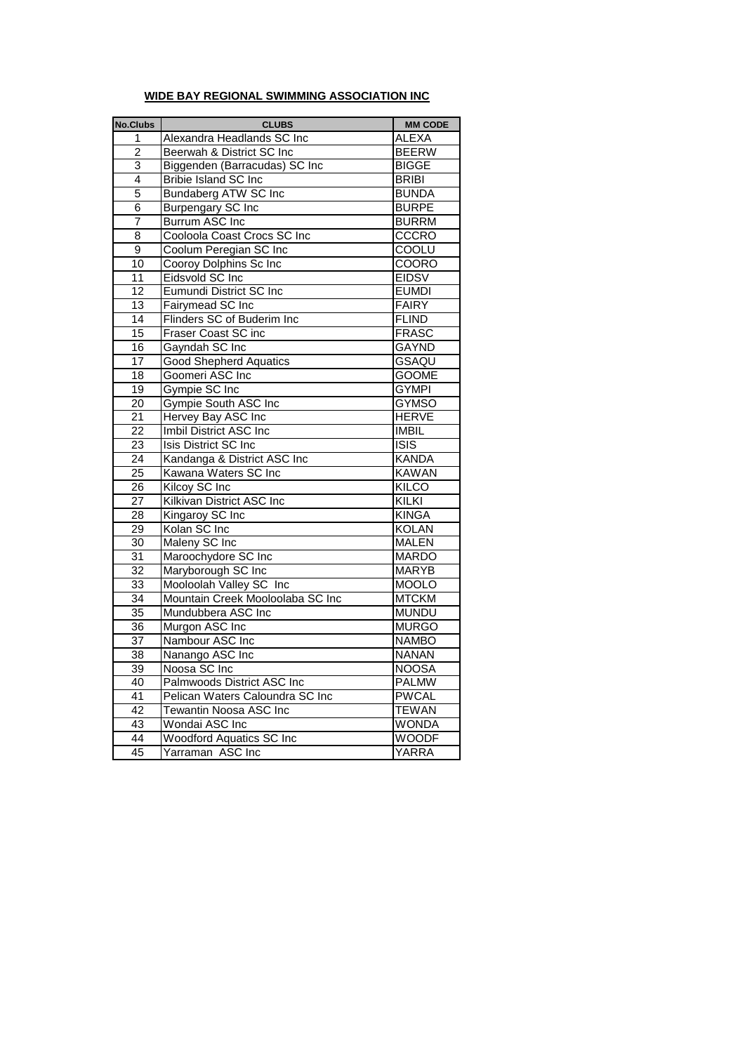**WIDE BAY REGIONAL SWIMMING ASSOCIATION INC**

| No.Clubs | CLUBS | MM CODE |
|---|---|---|
| 1 | Alexandra Headlands SC Inc | ALEXA |
| 2 | Beerwah & District SC Inc | BEERW |
| 3 | Biggenden (Barracudas) SC Inc | BIGGE |
| 4 | Bribie Island SC Inc | BRIBI |
| 5 | Bundaberg ATW SC Inc | BUNDA |
| 6 | Burpengary SC Inc | BURPE |
| 7 | Burrum ASC Inc | BURRM |
| 8 | Cooloola Coast Crocs SC Inc | CCCRO |
| 9 | Coolum Peregian SC Inc | COOLU |
| 10 | Cooroy Dolphins Sc Inc | COORO |
| 11 | Eidsvold SC Inc | EIDSV |
| 12 | Eumundi District SC Inc | EUMDI |
| 13 | Fairymead SC Inc | FAIRY |
| 14 | Flinders SC of Buderim Inc | FLIND |
| 15 | Fraser Coast SC inc | FRASC |
| 16 | Gayndah SC Inc | GAYND |
| 17 | Good Shepherd Aquatics | GSAQU |
| 18 | Goomeri ASC Inc | GOOME |
| 19 | Gympie SC Inc | GYMPI |
| 20 | Gympie South ASC Inc | GYMSO |
| 21 | Hervey Bay ASC Inc | HERVE |
| 22 | Imbil District ASC Inc | IMBIL |
| 23 | Isis District SC Inc | ISIS |
| 24 | Kandanga & District ASC Inc | KANDA |
| 25 | Kawana Waters SC Inc | KAWAN |
| 26 | Kilcoy SC Inc | KILCO |
| 27 | Kilkivan District ASC Inc | KILKI |
| 28 | Kingaroy SC Inc | KINGA |
| 29 | Kolan SC Inc | KOLAN |
| 30 | Maleny SC Inc | MALEN |
| 31 | Maroochydore SC Inc | MARDO |
| 32 | Maryborough SC Inc | MARYB |
| 33 | Mooloolah Valley SC Inc | MOOLO |
| 34 | Mountain Creek Mooloolaba SC Inc | MTCKM |
| 35 | Mundubbera ASC Inc | MUNDU |
| 36 | Murgon ASC Inc | MURGO |
| 37 | Nambour ASC Inc | NAMBO |
| 38 | Nanango ASC Inc | NANAN |
| 39 | Noosa SC Inc | NOOSA |
| 40 | Palmwoods District ASC Inc | PALMW |
| 41 | Pelican Waters Caloundra SC Inc | PWCAL |
| 42 | Tewantin Noosa ASC Inc | TEWAN |
| 43 | Wondai ASC Inc | WONDA |
| 44 | Woodford Aquatics SC Inc | WOODF |
| 45 | Yarraman ASC Inc | YARRA |